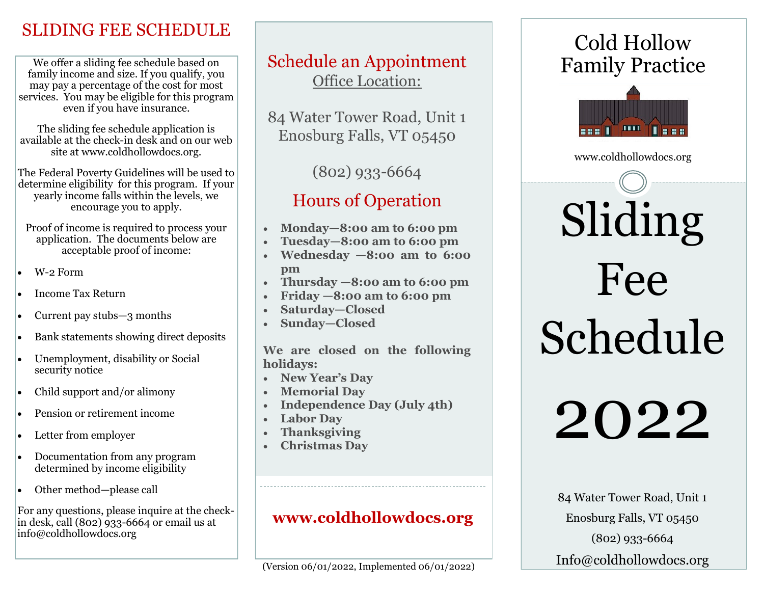# SLIDING FEE SCHEDULE

We offer a sliding fee schedule based on family income and size. If you qualify, you may pay a percentage of the cost for most services. You may be eligible for this program even if you have insurance.

The sliding fee schedule application is available at the check-in desk and on our web site at www.coldhollowdocs.org.

The Federal Poverty Guidelines will be used to determine eligibility for this program. If your yearly income falls within the levels, we encourage you to apply.

Proof of income is required to process your application. The documents below are acceptable proof of income:

- W-2 Form
- Income Tax Return
- Current pay stubs—3 months
- Bank statements showing direct deposits
- Unemployment, disability or Social security notice
- Child support and/or alimony
- Pension or retirement income
- Letter from employer
- Documentation from any program determined by income eligibility
- Other method—please call

For any questions, please inquire at the check-in desk, call (802) 933-6664 or email us at info@coldhollowdocs.org

## Schedule an Appointment

Office Location:

84 Water Tower Road, Unit 1
Enosburg Falls, VT 05450

(802) 933-6664

## Hours of Operation

- **Monday—8:00 am to 6:00 pm**
- **Tuesday—8:00 am to 6:00 pm**
- **Wednesday —8:00 am to 6:00 pm**
- **Thursday —8:00 am to 6:00 pm**
- **Friday —8:00 am to 6:00 pm**
- **Saturday—Closed**
- **Sunday—Closed**

**We are closed on the following holidays:**

- **New Year's Day**
- **Memorial Day**
- **Independence Day (July 4th)**
- **Labor Day**
- **Thanksgiving**
- **Christmas Day**

**www.coldhollowdocs.org**

(Version 06/01/2022, Implemented 06/01/2022)

# Cold Hollow Family Practice

www.coldhollowdocs.org

# Sliding Fee Schedule 2022

84 Water Tower Road, Unit 1

Enosburg Falls, VT 05450

(802) 933-6664

Info@coldhollowdocs.org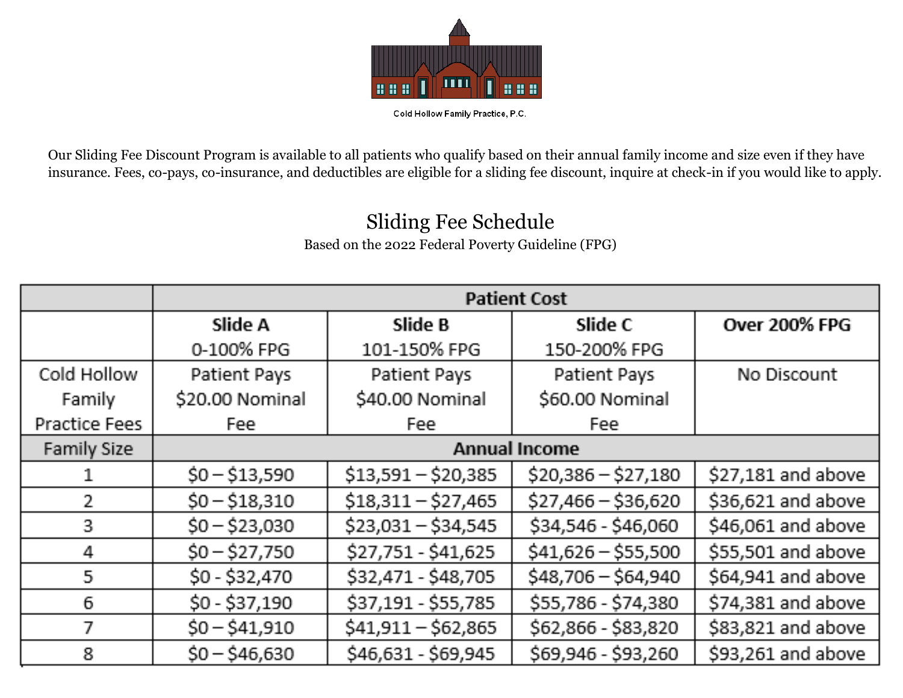Cold Hollow Family Practice, P.C.

Our Sliding Fee Discount Program is available to all patients who qualify based on their annual family income and size even if they have insurance. Fees, co-pays, co-insurance, and deductibles are eligible for a sliding fee discount, inquire at check-in if you would like to apply.

## Sliding Fee Schedule

Based on the 2022 Federal Poverty Guideline (FPG)

| | Patient Cost | | | |
|---|---|---|---|---|
| | Slide A 0-100% FPG | Slide B 101-150% FPG | Slide C 150-200% FPG | Over 200% FPG |
| Cold Hollow Family Practice Fees | Patient Pays $20.00 Nominal Fee | Patient Pays $40.00 Nominal Fee | Patient Pays $60.00 Nominal Fee | No Discount |
| Family Size | Annual Income | | | |
| 1 | $0 – $13,590 | $13,591 – $20,385 | $20,386 – $27,180 | $27,181 and above |
| 2 | $0 – $18,310 | $18,311 – $27,465 | $27,466 – $36,620 | $36,621 and above |
| 3 | $0 – $23,030 | $23,031 – $34,545 | $34,546 - $46,060 | $46,061 and above |
| 4 | $0 – $27,750 | $27,751 - $41,625 | $41,626 – $55,500 | $55,501 and above |
| 5 | $0 - $32,470 | $32,471 - $48,705 | $48,706 – $64,940 | $64,941 and above |
| 6 | $0 - $37,190 | $37,191 - $55,785 | $55,786 - $74,380 | $74,381 and above |
| 7 | $0 – $41,910 | $41,911 – $62,865 | $62,866 - $83,820 | $83,821 and above |
| 8 | $0 – $46,630 | $46,631 - $69,945 | $69,946 - $93,260 | $93,261 and above |